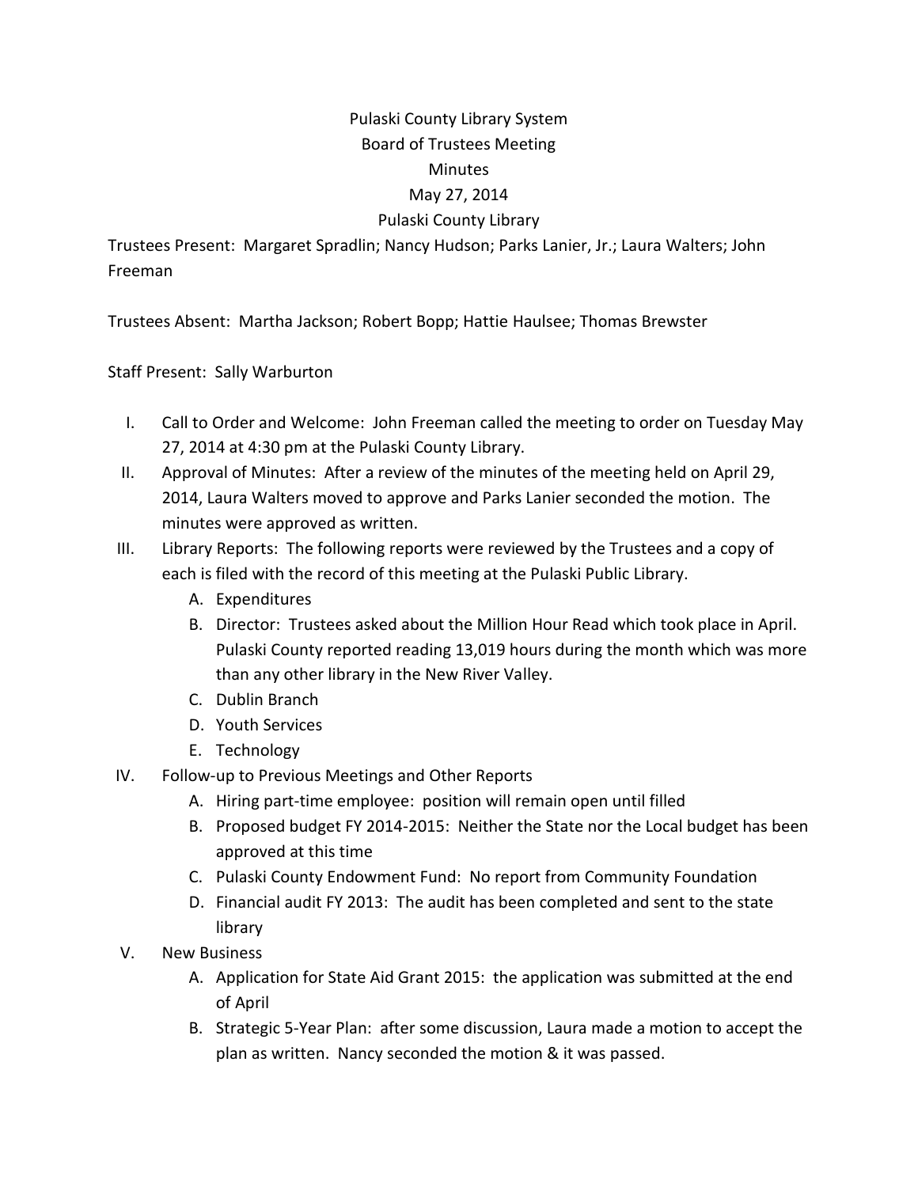Pulaski County Library System

Board of Trustees Meeting

Minutes

May 27, 2014

Pulaski County Library

Trustees Present: Margaret Spradlin; Nancy Hudson; Parks Lanier, Jr.; Laura Walters; John Freeman

Trustees Absent: Martha Jackson; Robert Bopp; Hattie Haulsee; Thomas Brewster

Staff Present: Sally Warburton

I. Call to Order and Welcome: John Freeman called the meeting to order on Tuesday May 27, 2014 at 4:30 pm at the Pulaski County Library.

II. Approval of Minutes: After a review of the minutes of the meeting held on April 29, 2014, Laura Walters moved to approve and Parks Lanier seconded the motion. The minutes were approved as written.

III. Library Reports: The following reports were reviewed by the Trustees and a copy of each is filed with the record of this meeting at the Pulaski Public Library.
   A. Expenditures
   B. Director: Trustees asked about the Million Hour Read which took place in April. Pulaski County reported reading 13,019 hours during the month which was more than any other library in the New River Valley.
   C. Dublin Branch
   D. Youth Services
   E. Technology

IV. Follow-up to Previous Meetings and Other Reports
   A. Hiring part-time employee: position will remain open until filled
   B. Proposed budget FY 2014-2015: Neither the State nor the Local budget has been approved at this time
   C. Pulaski County Endowment Fund: No report from Community Foundation
   D. Financial audit FY 2013: The audit has been completed and sent to the state library

V. New Business
   A. Application for State Aid Grant 2015: the application was submitted at the end of April
   B. Strategic 5-Year Plan: after some discussion, Laura made a motion to accept the plan as written. Nancy seconded the motion & it was passed.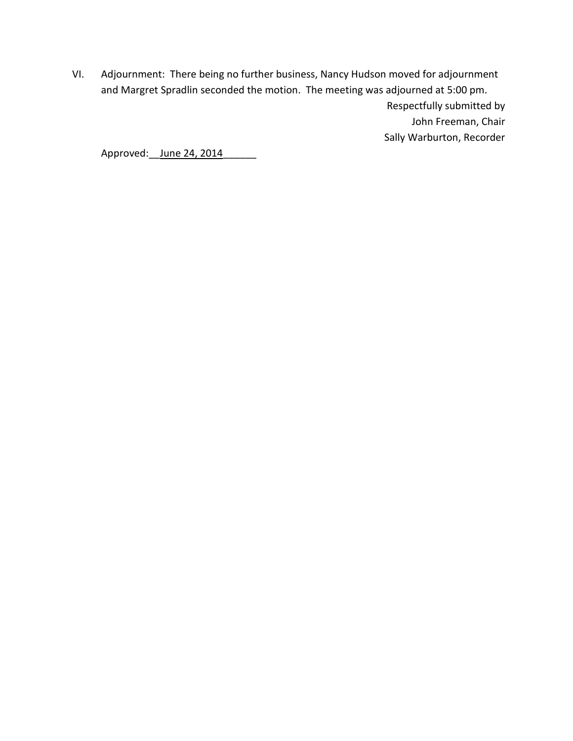VI. Adjournment: There being no further business, Nancy Hudson moved for adjournment and Margret Spradlin seconded the motion. The meeting was adjourned at 5:00 pm.

Respectfully submitted by
John Freeman, Chair
Sally Warburton, Recorder

Approved: June 24, 2014